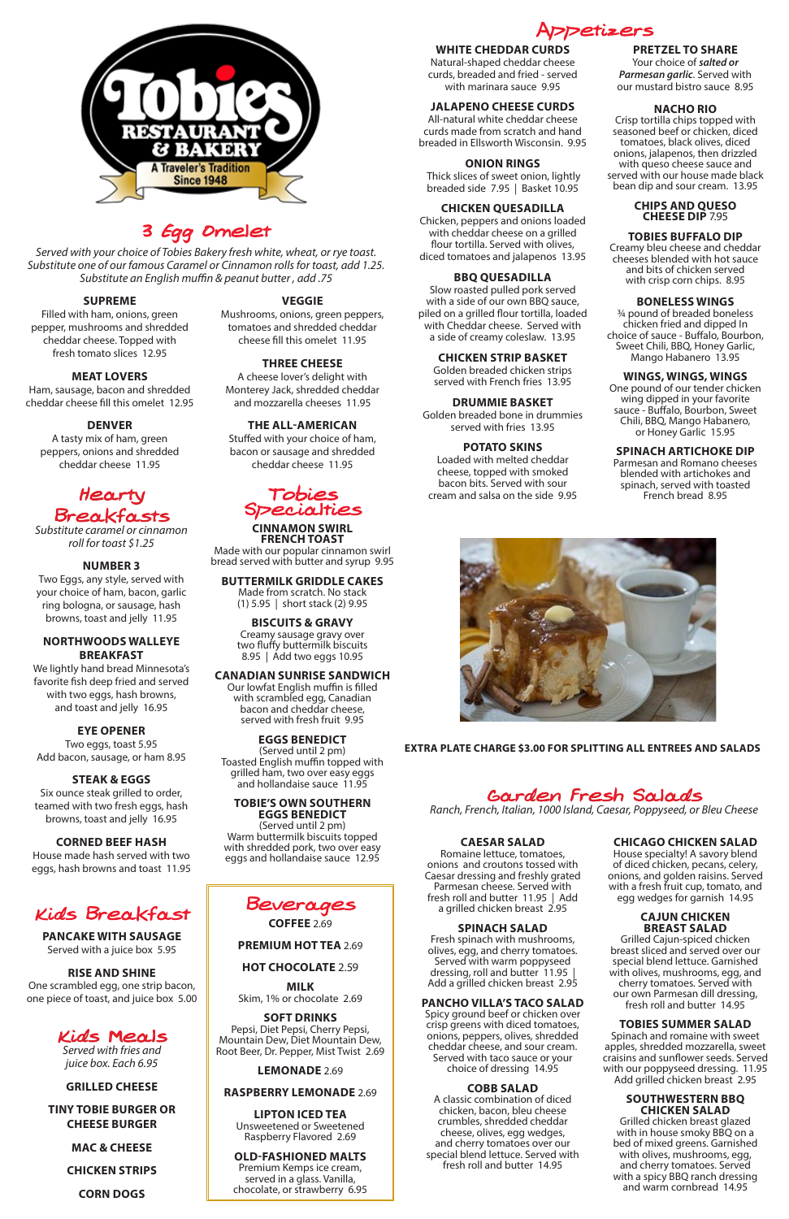# Tobies Restaurant & Bakery

A Traveler's Tradition Since 1948

## 3 Egg Omelet

*Served with your choice of Tobies Bakery fresh white, wheat, or rye toast. Substitute one of our famous Caramel or Cinnamon rolls for toast, add 1.25. Substitute an English muffin & peanut butter , add .75*

**SUPREME**
Filled with ham, onions, green pepper, mushrooms and shredded cheddar cheese. Topped with fresh tomato slices 12.95

**MEAT LOVERS**
Ham, sausage, bacon and shredded cheddar cheese fill this omelet 12.95

**DENVER**
A tasty mix of ham, green peppers, onions and shredded cheddar cheese 11.95

**VEGGIE**
Mushrooms, onions, green peppers, tomatoes and shredded cheddar cheese fill this omelet 11.95

**THREE CHEESE**
A cheese lover's delight with Monterey Jack, shredded cheddar and mozzarella cheeses 11.95

**THE ALL-AMERICAN**
Stuffed with your choice of ham, bacon or sausage and shredded cheddar cheese 11.95

## Hearty Breakfasts

*Substitute caramel or cinnamon roll for toast $1.25*

**NUMBER 3**
Two Eggs, any style, served with your choice of ham, bacon, garlic ring bologna, or sausage, hash browns, toast and jelly 11.95

**NORTHWOODS WALLEYE BREAKFAST**
We lightly hand bread Minnesota's favorite fish deep fried and served with two eggs, hash browns, and toast and jelly 16.95

**EYE OPENER**
Two eggs, toast 5.95
Add bacon, sausage, or ham 8.95

**STEAK & EGGS**
Six ounce steak grilled to order, teamed with two fresh eggs, hash browns, toast and jelly 16.95

**CORNED BEEF HASH**
House made hash served with two eggs, hash browns and toast 11.95

## Tobies Specialties

**CINNAMON SWIRL FRENCH TOAST**
Made with our popular cinnamon swirl bread served with butter and syrup 9.95

**BUTTERMILK GRIDDLE CAKES**
Made from scratch. No stack (1) 5.95 | short stack (2) 9.95

**BISCUITS & GRAVY**
Creamy sausage gravy over two fluffy buttermilk biscuits 8.95 | Add two eggs 10.95

**CANADIAN SUNRISE SANDWICH**
Our lowfat English muffin is filled with scrambled egg, Canadian bacon and cheddar cheese, served with fresh fruit 9.95

**EGGS BENEDICT**
(Served until 2 pm)
Toasted English muffin topped with grilled ham, two over easy eggs and hollandaise sauce 11.95

**TOBIE'S OWN SOUTHERN EGGS BENEDICT**
(Served until 2 pm)
Warm buttermilk biscuits topped with shredded pork, two over easy eggs and hollandaise sauce 12.95

## Kids Breakfast

**PANCAKE WITH SAUSAGE**
Served with a juice box 5.95

**RISE AND SHINE**
One scrambled egg, one strip bacon, one piece of toast, and juice box 5.00

## Kids Meals

*Served with fries and juice box. Each 6.95*

**GRILLED CHEESE**

**TINY TOBIE BURGER OR CHEESE BURGER**

**MAC & CHEESE**

**CHICKEN STRIPS**

**CORN DOGS**

## Beverages

**COFFEE** 2.69

**PREMIUM HOT TEA** 2.69

**HOT CHOCOLATE** 2.59

**MILK**
Skim, 1% or chocolate 2.69

**SOFT DRINKS**
Pepsi, Diet Pepsi, Cherry Pepsi, Mountain Dew, Diet Mountain Dew, Root Beer, Dr. Pepper, Mist Twist 2.69

**LEMONADE** 2.69

**RASPBERRY LEMONADE** 2.69

**LIPTON ICED TEA**
Unsweetened or Sweetened Raspberry Flavored 2.69

**OLD-FASHIONED MALTS**
Premium Kemps ice cream, served in a glass. Vanilla, chocolate, or strawberry 6.95

## Appetizers

**WHITE CHEDDAR CURDS**
Natural-shaped cheddar cheese curds, breaded and fried - served with marinara sauce 9.95

**JALAPENO CHEESE CURDS**
All-natural white cheddar cheese curds made from scratch and hand breaded in Ellsworth Wisconsin. 9.95

**ONION RINGS**
Thick slices of sweet onion, lightly breaded side 7.95 | Basket 10.95

**CHICKEN QUESADILLA**
Chicken, peppers and onions loaded with cheddar cheese on a grilled flour tortilla. Served with olives, diced tomatoes and jalapenos 13.95

**BBQ QUESADILLA**
Slow roasted pulled pork served with a side of our own BBQ sauce, piled on a grilled flour tortilla, loaded with Cheddar cheese. Served with a side of creamy coleslaw. 13.95

**CHICKEN STRIP BASKET**
Golden breaded chicken strips served with French fries 13.95

**DRUMMIE BASKET**
Golden breaded bone in drummies served with fries 13.95

**POTATO SKINS**
Loaded with melted cheddar cheese, topped with smoked bacon bits. Served with sour cream and salsa on the side 9.95

**PRETZEL TO SHARE**
Your choice of ***salted or Parmesan garlic***. Served with our mustard bistro sauce 8.95

**NACHO RIO**
Crisp tortilla chips topped with seasoned beef or chicken, diced tomatoes, black olives, diced onions, jalapenos, then drizzled with queso cheese sauce and served with our house made black bean dip and sour cream. 13.95

**CHIPS AND QUESO CHEESE DIP** 7.95

**TOBIES BUFFALO DIP**
Creamy bleu cheese and cheddar cheeses blended with hot sauce and bits of chicken served with crisp corn chips. 8.95

**BONELESS WINGS**
¾ pound of breaded boneless chicken fried and dipped In choice of sauce - Buffalo, Bourbon, Sweet Chili, BBQ, Honey Garlic, Mango Habanero 13.95

**WINGS, WINGS, WINGS**
One pound of our tender chicken wing dipped in your favorite sauce - Buffalo, Bourbon, Sweet Chili, BBQ, Mango Habanero, or Honey Garlic 15.95

**SPINACH ARTICHOKE DIP**
Parmesan and Romano cheeses blended with artichokes and spinach, served with toasted French bread 8.95

**EXTRA PLATE CHARGE $3.00 FOR SPLITTING ALL ENTREES AND SALADS**

## Garden Fresh Salads

*Ranch, French, Italian, 1000 Island, Caesar, Poppyseed, or Bleu Cheese*

**CAESAR SALAD**
Romaine lettuce, tomatoes, onions and croutons tossed with Caesar dressing and freshly grated Parmesan cheese. Served with fresh roll and butter 11.95 | Add a grilled chicken breast 2.95

**SPINACH SALAD**
Fresh spinach with mushrooms, olives, egg, and cherry tomatoes. Served with warm poppyseed dressing, roll and butter 11.95 | Add a grilled chicken breast 2.95

**PANCHO VILLA'S TACO SALAD**
Spicy ground beef or chicken over crisp greens with diced tomatoes, onions, peppers, olives, shredded cheddar cheese, and sour cream. Served with taco sauce or your choice of dressing 14.95

**COBB SALAD**
A classic combination of diced chicken, bacon, bleu cheese crumbles, shredded cheddar cheese, olives, egg wedges, and cherry tomatoes over our special blend lettuce. Served with fresh roll and butter 14.95

**CHICAGO CHICKEN SALAD**
House specialty! A savory blend of diced chicken, pecans, celery, onions, and golden raisins. Served with a fresh fruit cup, tomato, and egg wedges for garnish 14.95

**CAJUN CHICKEN BREAST SALAD**
Grilled Cajun-spiced chicken breast sliced and served over our special blend lettuce. Garnished with olives, mushrooms, egg, and cherry tomatoes. Served with our own Parmesan dill dressing, fresh roll and butter 14.95

**TOBIES SUMMER SALAD**
Spinach and romaine with sweet apples, shredded mozzarella, sweet craisins and sunflower seeds. Served with our poppyseed dressing. 11.95
Add grilled chicken breast 2.95

**SOUTHWESTERN BBQ CHICKEN SALAD**
Grilled chicken breast glazed with in house smoky BBQ on a bed of mixed greens. Garnished with olives, mushrooms, egg, and cherry tomatoes. Served with a spicy BBQ ranch dressing and warm cornbread 14.95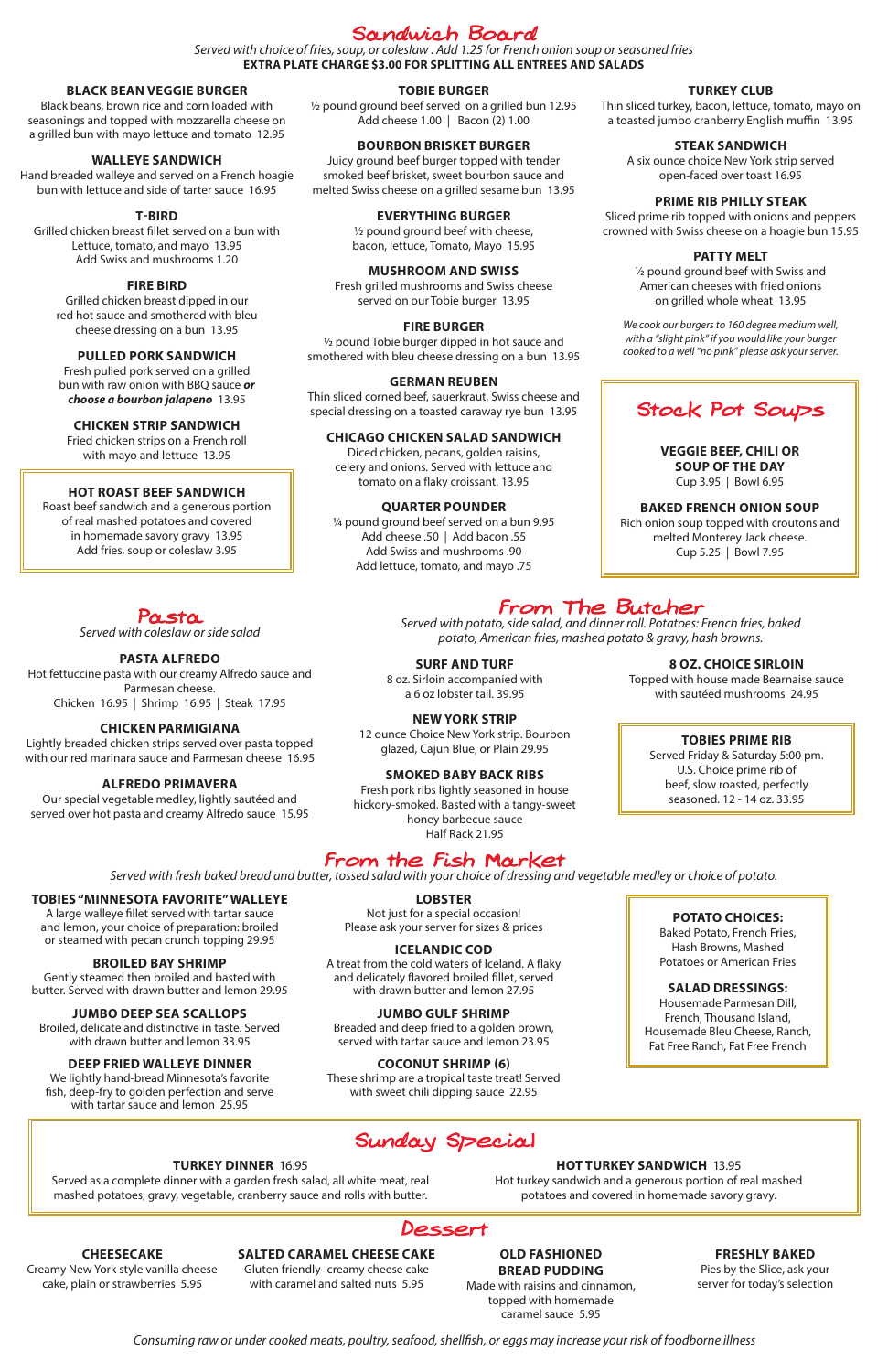# Sandwich Board

*Served with choice of fries, soup, or coleslaw . Add 1.25 for French onion soup or seasoned fries*

**EXTRA PLATE CHARGE $3.00 FOR SPLITTING ALL ENTREES AND SALADS**

**BLACK BEAN VEGGIE BURGER**
Black beans, brown rice and corn loaded with seasonings and topped with mozzarella cheese on a grilled bun with mayo lettuce and tomato 12.95

**WALLEYE SANDWICH**
Hand breaded walleye and served on a French hoagie bun with lettuce and side of tarter sauce 16.95

**T-BIRD**
Grilled chicken breast fillet served on a bun with Lettuce, tomato, and mayo 13.95
Add Swiss and mushrooms 1.20

**FIRE BIRD**
Grilled chicken breast dipped in our red hot sauce and smothered with bleu cheese dressing on a bun 13.95

**PULLED PORK SANDWICH**
Fresh pulled pork served on a grilled bun with raw onion with BBQ sauce ***or choose a bourbon jalapeno*** 13.95

**CHICKEN STRIP SANDWICH**
Fried chicken strips on a French roll with mayo and lettuce 13.95

**HOT ROAST BEEF SANDWICH**
Roast beef sandwich and a generous portion of real mashed potatoes and covered in homemade savory gravy 13.95
Add fries, soup or coleslaw 3.95

**TOBIE BURGER**
½ pound ground beef served on a grilled bun 12.95
Add cheese 1.00 | Bacon (2) 1.00

**BOURBON BRISKET BURGER**
Juicy ground beef burger topped with tender smoked beef brisket, sweet bourbon sauce and melted Swiss cheese on a grilled sesame bun 13.95

**EVERYTHING BURGER**
½ pound ground beef with cheese, bacon, lettuce, Tomato, Mayo 15.95

**MUSHROOM AND SWISS**
Fresh grilled mushrooms and Swiss cheese served on our Tobie burger 13.95

**FIRE BURGER**
½ pound Tobie burger dipped in hot sauce and smothered with bleu cheese dressing on a bun 13.95

**GERMAN REUBEN**
Thin sliced corned beef, sauerkraut, Swiss cheese and special dressing on a toasted caraway rye bun 13.95

**CHICAGO CHICKEN SALAD SANDWICH**
Diced chicken, pecans, golden raisins, celery and onions. Served with lettuce and tomato on a flaky croissant. 13.95

**QUARTER POUNDER**
¼ pound ground beef served on a bun 9.95
Add cheese .50 | Add bacon .55
Add Swiss and mushrooms .90
Add lettuce, tomato, and mayo .75

**TURKEY CLUB**
Thin sliced turkey, bacon, lettuce, tomato, mayo on a toasted jumbo cranberry English muffin 13.95

**STEAK SANDWICH**
A six ounce choice New York strip served open-faced over toast 16.95

**PRIME RIB PHILLY STEAK**
Sliced prime rib topped with onions and peppers crowned with Swiss cheese on a hoagie bun 15.95

**PATTY MELT**
½ pound ground beef with Swiss and American cheeses with fried onions on grilled whole wheat 13.95

*We cook our burgers to 160 degree medium well, with a "slight pink" if you would like your burger cooked to a well "no pink" please ask your server.*

# Stock Pot Soups

**VEGGIE BEEF, CHILI OR SOUP OF THE DAY**
Cup 3.95 | Bowl 6.95

**BAKED FRENCH ONION SOUP**
Rich onion soup topped with croutons and melted Monterey Jack cheese.
Cup 5.25 | Bowl 7.95

# Pasta

*Served with coleslaw or side salad*

**PASTA ALFREDO**
Hot fettuccine pasta with our creamy Alfredo sauce and Parmesan cheese.
Chicken 16.95 | Shrimp 16.95 | Steak 17.95

**CHICKEN PARMIGIANA**
Lightly breaded chicken strips served over pasta topped with our red marinara sauce and Parmesan cheese 16.95

**ALFREDO PRIMAVERA**
Our special vegetable medley, lightly sautéed and served over hot pasta and creamy Alfredo sauce 15.95

# From The Butcher

*Served with potato, side salad, and dinner roll. Potatoes: French fries, baked potato, American fries, mashed potato & gravy, hash browns.*

**SURF AND TURF**
8 oz. Sirloin accompanied with a 6 oz lobster tail. 39.95

**NEW YORK STRIP**
12 ounce Choice New York strip. Bourbon glazed, Cajun Blue, or Plain 29.95

**SMOKED BABY BACK RIBS**
Fresh pork ribs lightly seasoned in house hickory-smoked. Basted with a tangy-sweet honey barbecue sauce
Half Rack 21.95

**8 OZ. CHOICE SIRLOIN**
Topped with house made Bearnaise sauce with sautéed mushrooms 24.95

**TOBIES PRIME RIB**
Served Friday & Saturday 5:00 pm. U.S. Choice prime rib of beef, slow roasted, perfectly seasoned. 12 - 14 oz. 33.95

# From the Fish Market

*Served with fresh baked bread and butter, tossed salad with your choice of dressing and vegetable medley or choice of potato.*

**TOBIES "MINNESOTA FAVORITE" WALLEYE**
A large walleye fillet served with tartar sauce and lemon, your choice of preparation: broiled or steamed with pecan crunch topping 29.95

**BROILED BAY SHRIMP**
Gently steamed then broiled and basted with butter. Served with drawn butter and lemon 29.95

**JUMBO DEEP SEA SCALLOPS**
Broiled, delicate and distinctive in taste. Served with drawn butter and lemon 33.95

**DEEP FRIED WALLEYE DINNER**
We lightly hand-bread Minnesota's favorite fish, deep-fry to golden perfection and serve with tartar sauce and lemon 25.95

**LOBSTER**
Not just for a special occasion!
Please ask your server for sizes & prices

**ICELANDIC COD**
A treat from the cold waters of Iceland. A flaky and delicately flavored broiled fillet, served with drawn butter and lemon 27.95

**JUMBO GULF SHRIMP**
Breaded and deep fried to a golden brown, served with tartar sauce and lemon 23.95

**COCONUT SHRIMP (6)**
These shrimp are a tropical taste treat! Served with sweet chili dipping sauce 22.95

**POTATO CHOICES:**
Baked Potato, French Fries, Hash Browns, Mashed Potatoes or American Fries

**SALAD DRESSINGS:**
Housemade Parmesan Dill, French, Thousand Island, Housemade Bleu Cheese, Ranch, Fat Free Ranch, Fat Free French

# Sunday Special

**TURKEY DINNER** 16.95
Served as a complete dinner with a garden fresh salad, all white meat, real mashed potatoes, gravy, cranberry sauce and rolls with butter.

**HOT TURKEY SANDWICH** 13.95
Hot turkey sandwich and a generous portion of real mashed potatoes and covered in homemade savory gravy.

# Dessert

**CHEESECAKE**
Creamy New York style vanilla cheese cake, plain or strawberries 5.95

**SALTED CARAMEL CHEESE CAKE**
Gluten friendly- creamy cheese cake with caramel and salted nuts 5.95

**OLD FASHIONED BREAD PUDDING**
Made with raisins and cinnamon, topped with homemade caramel sauce 5.95

**FRESHLY BAKED**
Pies by the Slice, ask your server for today's selection

*Consuming raw or under cooked meats, poultry, seafood, shellfish, or eggs may increase your risk of foodborne illness*